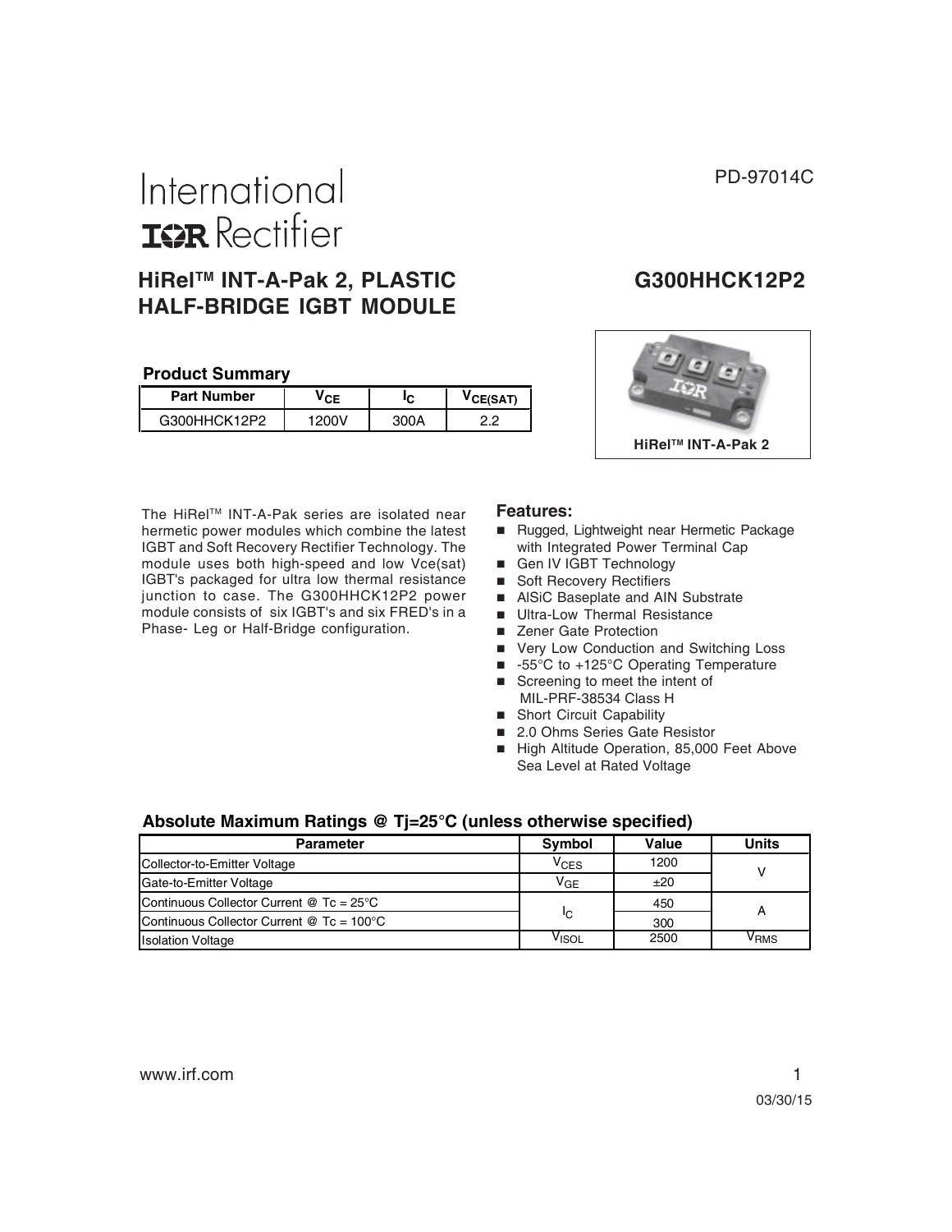PD-97014C

International
IOR Rectifier

# HiRel™ INT-A-Pak 2, PLASTIC HALF-BRIDGE IGBT MODULE

# G300HHCK12P2

## Product Summary

| Part Number | $V_{CE}$ | $I_C$ | $V_{CE(SAT)}$ |
|---|---|---|---|
| G300HHCK12P2 | 1200V | 300A | 2.2 |

HiRel™ INT-A-Pak 2

The HiRel™ INT-A-Pak series are isolated near hermetic power modules which combine the latest IGBT and Soft Recovery Rectifier Technology. The module uses both high-speed and low Vce(sat) IGBT's packaged for ultra low thermal resistance junction to case. The G300HHCK12P2 power module consists of six IGBT's and six FRED's in a Phase- Leg or Half-Bridge configuration.

### Features:

- Rugged, Lightweight near Hermetic Package with Integrated Power Terminal Cap
- Gen IV IGBT Technology
- Soft Recovery Rectifiers
- AlSiC Baseplate and AlN Substrate
- Ultra-Low Thermal Resistance
- Zener Gate Protection
- Very Low Conduction and Switching Loss
- -55°C to +125°C Operating Temperature
- Screening to meet the intent of MIL-PRF-38534 Class H
- Short Circuit Capability
- 2.0 Ohms Series Gate Resistor
- High Altitude Operation, 85,000 Feet Above Sea Level at Rated Voltage

## Absolute Maximum Ratings @ Tj=25°C (unless otherwise specified)

| Parameter | Symbol | Value | Units |
|---|---|---|---|
| Collector-to-Emitter Voltage | $V_{CES}$ | 1200 | V |
| Gate-to-Emitter Voltage | $V_{GE}$ | ±20 | |
| Continuous Collector Current @ Tc = 25°C | $I_C$ | 450 | A |
| Continuous Collector Current @ Tc = 100°C | | 300 | |
| Isolation Voltage | $V_{ISOL}$ | 2500 | $V_{RMS}$ |

www.irf.com

03/30/15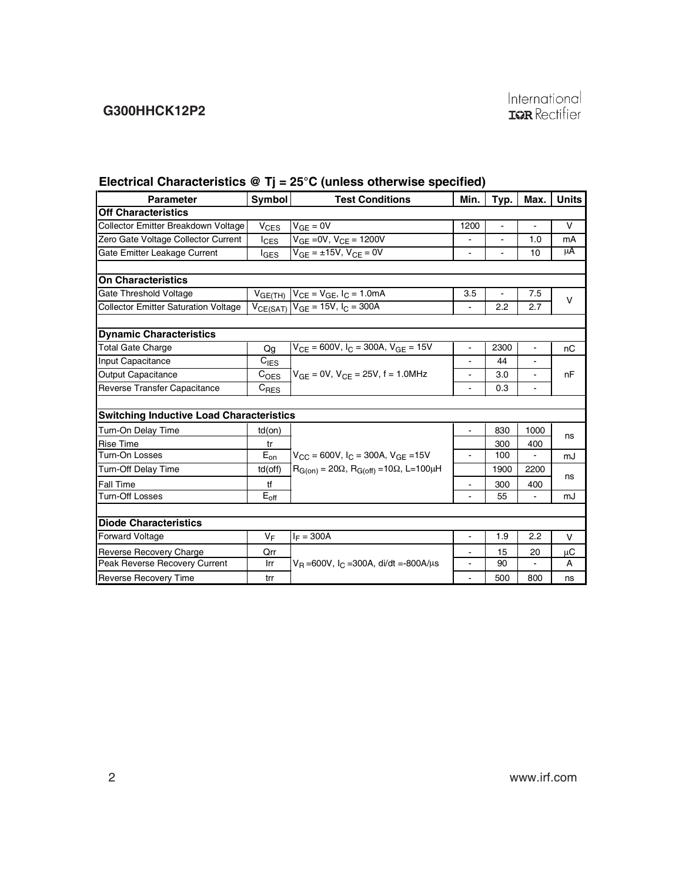## Electrical Characteristics @ Tj = 25°C (unless otherwise specified)

| Parameter | Symbol | Test Conditions | Min. | Typ. | Max. | Units |
|---|---|---|---|---|---|---|
| **Off Characteristics** | | | | | | |
| Collector Emitter Breakdown Voltage | $V_{CES}$ | $V_{GE} = 0V$ | 1200 | - | - | V |
| Zero Gate Voltage Collector Current | $I_{CES}$ | $V_{GE} = 0V$, $V_{CE} = 1200V$ | - | - | 1.0 | mA |
| Gate Emitter Leakage Current | $I_{GES}$ | $V_{GE} = \pm15V$, $V_{CE} = 0V$ | - | - | 10 | μA |
| **On Characteristics** | | | | | | |
| Gate Threshold Voltage | $V_{GE(TH)}$ | $V_{CE} = V_{GE}$, $I_C = 1.0mA$ | 3.5 | - | 7.5 | V |
| Collector Emitter Saturation Voltage | $V_{CE(SAT)}$ | $V_{GE} = 15V$, $I_C = 300A$ | - | 2.2 | 2.7 | V |
| **Dynamic Characteristics** | | | | | | |
| Total Gate Charge | Qg | $V_{CE} = 600V$, $I_C = 300A$, $V_{GE} = 15V$ | - | 2300 | - | nC |
| Input Capacitance | $C_{IES}$ | $V_{GE} = 0V$, $V_{CE} = 25V$, f = 1.0MHz | - | 44 | - | nF |
| Output Capacitance | $C_{OES}$ | | - | 3.0 | - | nF |
| Reverse Transfer Capacitance | $C_{RES}$ | | - | 0.3 | - | nF |
| **Switching Inductive Load Characteristics** | | | | | | |
| Turn-On Delay Time | td(on) | $V_{CC} = 600V$, $I_C = 300A$, $V_{GE} = 15V$, $R_{G(on)} = 20\Omega$, $R_{G(off)} = 10\Omega$, L=100μH | - | 830 | 1000 | ns |
| Rise Time | tr | | | 300 | 400 | ns |
| Turn-On Losses | $E_{on}$ | | - | 100 | - | mJ |
| Turn-Off Delay Time | td(off) | | | 1900 | 2200 | ns |
| Fall Time | tf | | - | 300 | 400 | ns |
| Turn-Off Losses | $E_{off}$ | | - | 55 | - | mJ |
| **Diode Characteristics** | | | | | | |
| Forward Voltage | $V_F$ | $I_F = 300A$ | - | 1.9 | 2.2 | V |
| Reverse Recovery Charge | Qrr | $V_R = 600V$, $I_C = 300A$, di/dt = -800A/μs | - | 15 | 20 | μC |
| Peak Reverse Recovery Current | Irr | | - | 90 | - | A |
| Reverse Recovery Time | trr | | - | 500 | 800 | ns |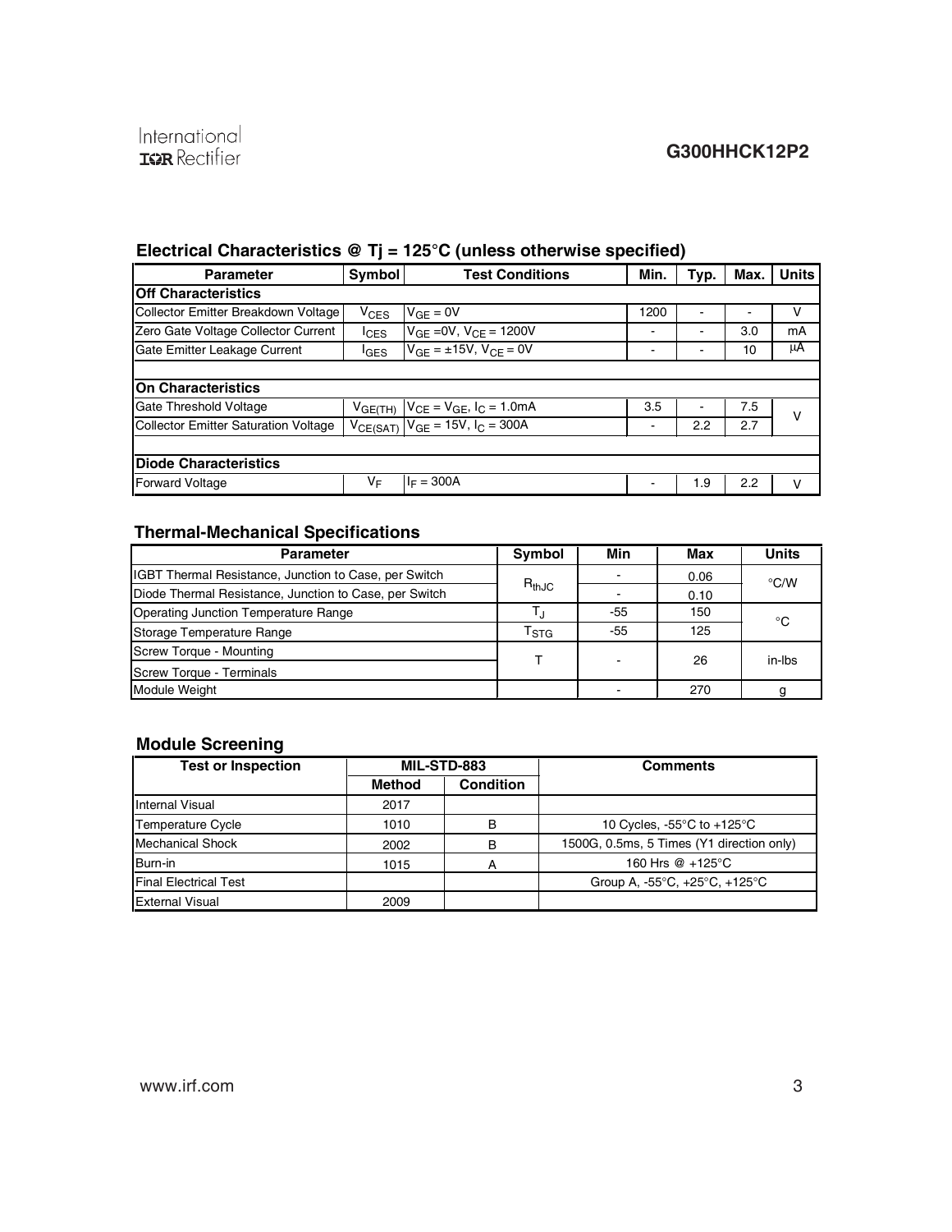## Electrical Characteristics @ Tj = 125°C (unless otherwise specified)

| Parameter | Symbol | Test Conditions | Min. | Typ. | Max. | Units |
|---|---|---|---|---|---|---|
| **Off Characteristics** | | | | | | |
| Collector Emitter Breakdown Voltage | $V_{CES}$ | $V_{GE} = 0V$ | 1200 | - | - | V |
| Zero Gate Voltage Collector Current | $I_{CES}$ | $V_{GE} = 0V$, $V_{CE} = 1200V$ | - | - | 3.0 | mA |
| Gate Emitter Leakage Current | $I_{GES}$ | $V_{GE} = \pm 15V$, $V_{CE} = 0V$ | - | - | 10 | µA |
| **On Characteristics** | | | | | | |
| Gate Threshold Voltage | $V_{GE(TH)}$ | $V_{CE} = V_{GE}$, $I_C = 1.0mA$ | 3.5 | - | 7.5 | V |
| Collector Emitter Saturation Voltage | $V_{CE(SAT)}$ | $V_{GE} = 15V$, $I_C = 300A$ | - | 2.2 | 2.7 | V |
| **Diode Characteristics** | | | | | | |
| Forward Voltage | $V_F$ | $I_F = 300A$ | - | 1.9 | 2.2 | V |

## Thermal-Mechanical Specifications

| Parameter | Symbol | Min | Max | Units |
|---|---|---|---|---|
| IGBT Thermal Resistance, Junction to Case, per Switch | $R_{thJC}$ | - | 0.06 | °C/W |
| Diode Thermal Resistance, Junction to Case, per Switch | $R_{thJC}$ | - | 0.10 | °C/W |
| Operating Junction Temperature Range | $T_J$ | -55 | 150 | °C |
| Storage Temperature Range | $T_{STG}$ | -55 | 125 | °C |
| Screw Torque - Mounting | T | - | 26 | in-lbs |
| Screw Torque - Terminals | T | - | 26 | in-lbs |
| Module Weight | | - | 270 | g |

## Module Screening

| Test or Inspection | MIL-STD-883 | | Comments |
|---|---|---|---|
| | Method | Condition | |
| Internal Visual | 2017 | | |
| Temperature Cycle | 1010 | B | 10 Cycles, -55°C to +125°C |
| Mechanical Shock | 2002 | B | 1500G, 0.5ms, 5 Times (Y1 direction only) |
| Burn-in | 1015 | A | 160 Hrs @ +125°C |
| Final Electrical Test | | | Group A, -55°C, +25°C, +125°C |
| External Visual | 2009 | | |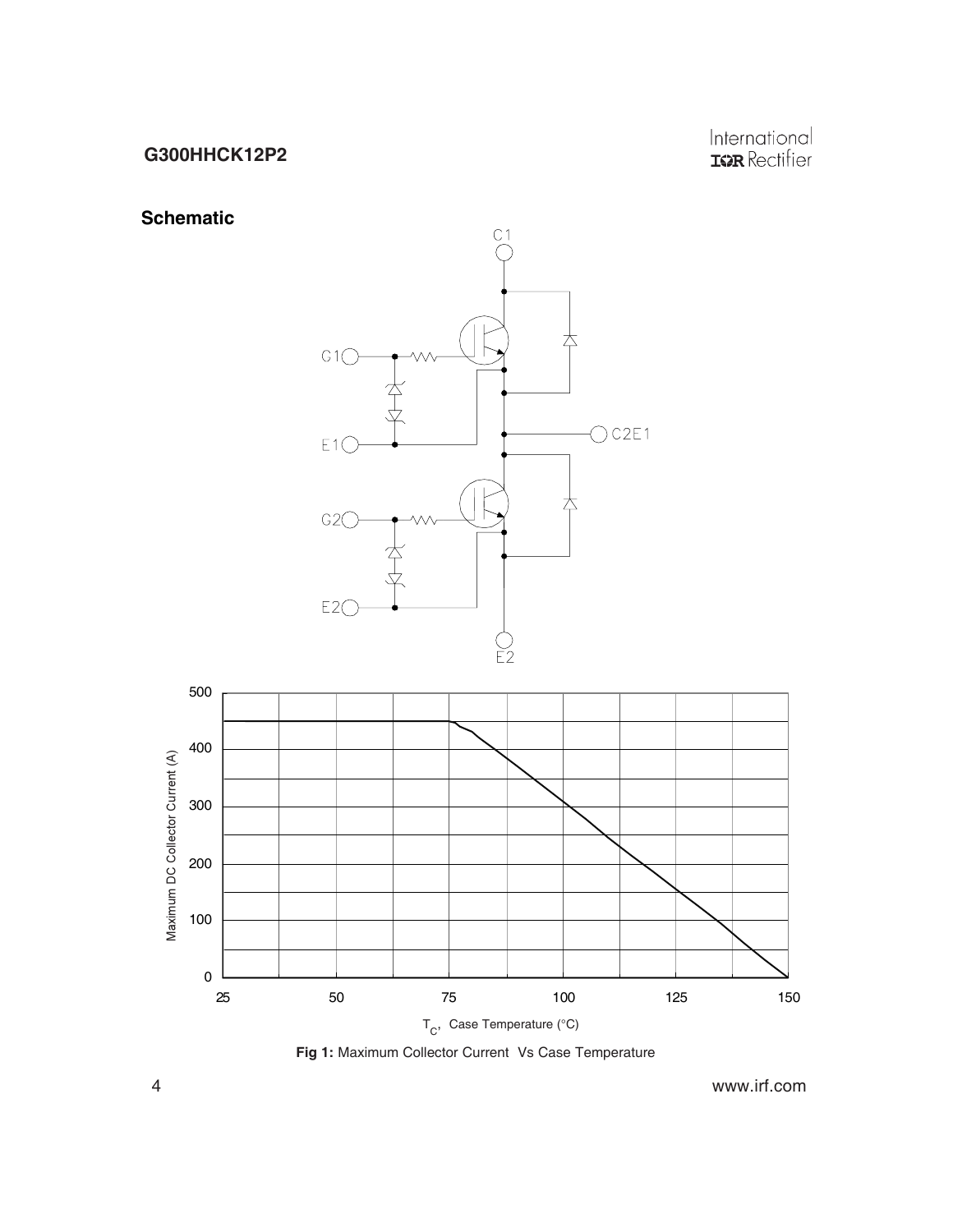## Schematic

Fig 1: Maximum Collector Current Vs Case Temperature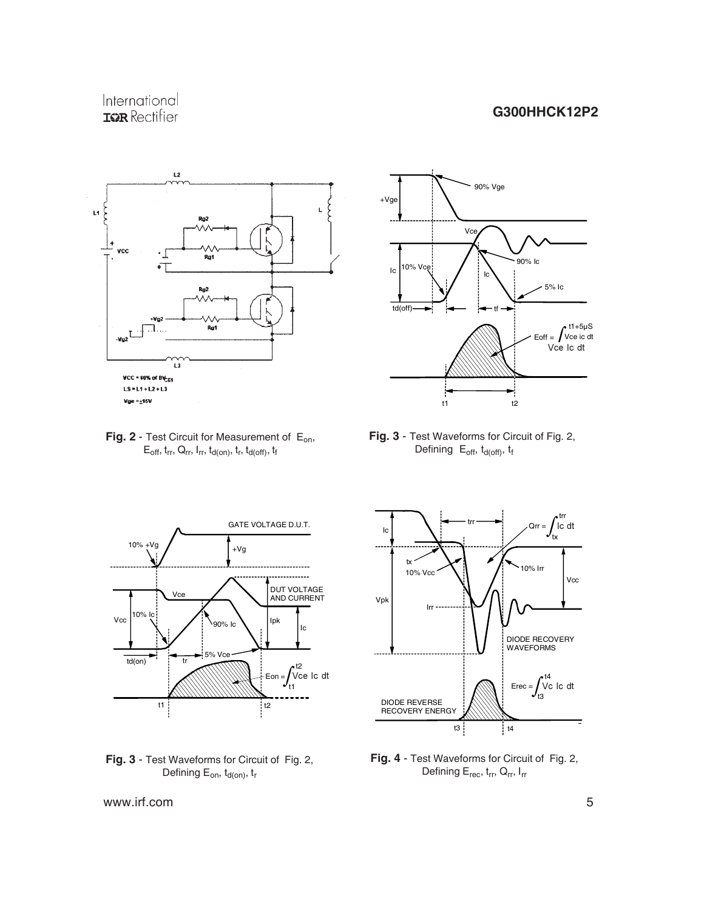**Fig. 2** - Test Circuit for Measurement of $E_{on}$, $E_{off}$, $t_{rr}$, $Q_{rr}$, $I_{rr}$, $t_{d(on)}$, $t_r$, $t_{d(off)}$, $t_f$

**Fig. 3** - Test Waveforms for Circuit of Fig. 2, Defining $E_{off}$, $t_{d(off)}$, $t_f$

**Fig. 3** - Test Waveforms for Circuit of Fig. 2, Defining $E_{on}$, $t_{d(on)}$, $t_r$

**Fig. 4** - Test Waveforms for Circuit of Fig. 2, Defining $E_{rec}$, $t_{rr}$, $Q_{rr}$, $I_{rr}$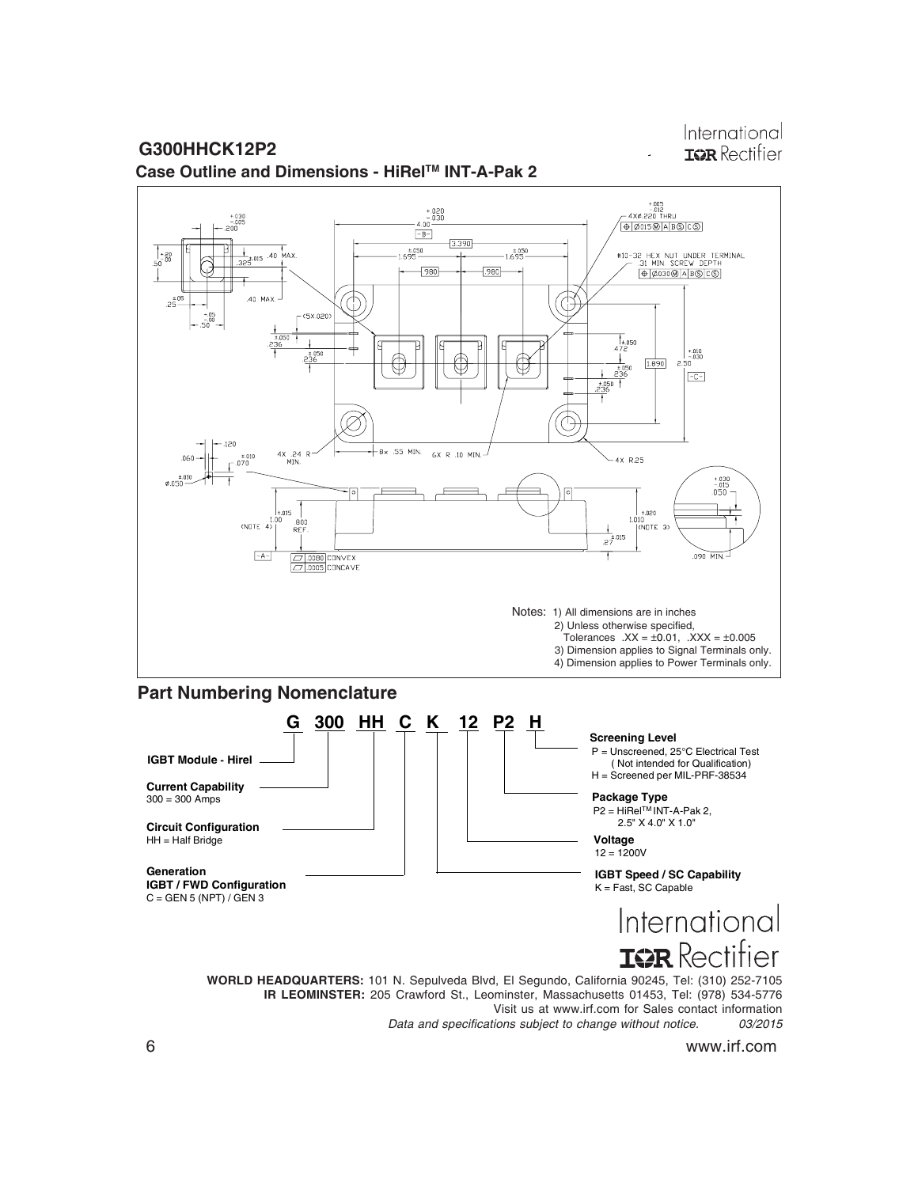## Case Outline and Dimensions - HiRel[TM] INT-A-Pak 2

+.020
−.030
4.30
-B-
3.390
±.050
1.695
±.050
1.695
.980
.980
+.005
−.012
4X ⌀.220 THRU
⊕ ⌀.015 Ⓜ A B Ⓢ C Ⓢ
#10-32 HEX NUT UNDER TERMINAL
.31 MIN. SCREW DEPTH
⊕ ⌀.030 Ⓜ A B Ⓢ C Ⓢ
+.030
−.005
.200
+.20
.00
.50
±.015
.325
.40 MAX.
±.05
.25
.40 MAX.
+.05
−.00
.50
(5X.020)
±.050
.236
±.050
.236
±.050
.472
±.050
.236
±.050
.236
1.890
+.010
−.030
2.50
-C-
4X .24 R MIN.
8X .55 MIN.
6X R .10 MIN.
4X R.25
.120
.060
±.010
.070
±.010
⌀.050
±.015
1.00
(NOTE 4)
.800
REF.
±.020
1.010
(NOTE 3)
±.015
.27
+.030
−.015
.050
.090 MIN.
-A-
.0080 CONVEX
.0005 CONCAVE

Notes:
1) All dimensions are in inches
2) Unless otherwise specified,
   Tolerances .XX = ±0.01, .XXX = ±0.005
3) Dimension applies to Signal Terminals only.
4) Dimension applies to Power Terminals only.

## Part Numbering Nomenclature

**G 300 HH C K 12 P2 H**

**IGBT Module - Hirel**

**Current Capability**
300 = 300 Amps

**Circuit Configuration**
HH = Half Bridge

**Generation IGBT / FWD Configuration**
C = GEN 5 (NPT) / GEN 3

**Screening Level**
P = Unscreened, 25°C Electrical Test
( Not intended for Qualification)
H = Screened per MIL-PRF-38534

**Package Type**
P2 = HiRel[TM] INT-A-Pak 2,
2.5" X 4.0" X 1.0"

**Voltage**
12 = 1200V

**IGBT Speed / SC Capability**
K = Fast, SC Capable

International IOR Rectifier

**WORLD HEADQUARTERS:** 101 N. Sepulveda Blvd, El Segundo, California 90245, Tel: (310) 252-7105
**IR LEOMINSTER:** 205 Crawford St., Leominster, Massachusetts 01453, Tel: (978) 534-5776
Visit us at www.irf.com for Sales contact information
*Data and specifications subject to change without notice. 03/2015*